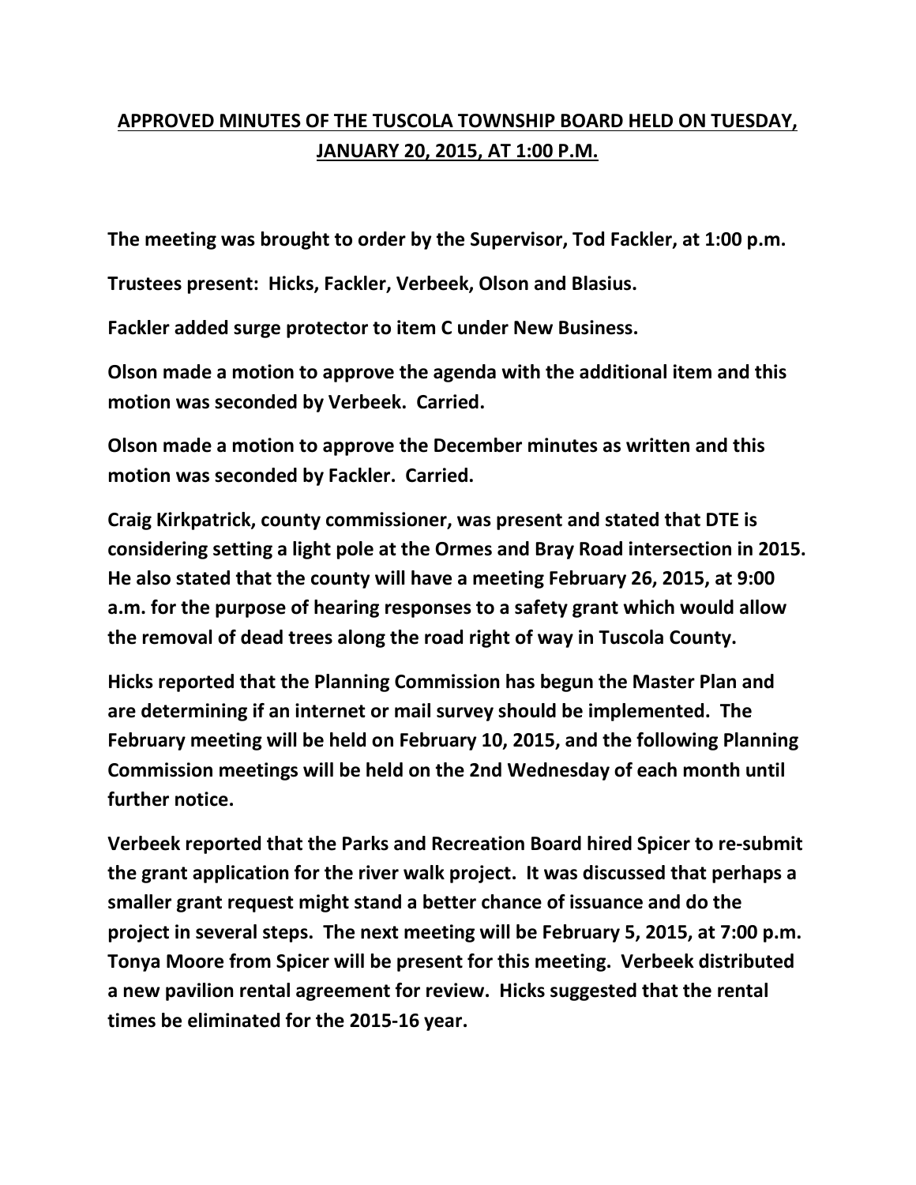# APPROVED MINUTES OF THE TUSCOLA TOWNSHIP BOARD HELD ON TUESDAY, JANUARY 20, 2015, AT 1:00 P.M.

**The meeting was brought to order by the Supervisor, Tod Fackler, at 1:00 p.m.**

**Trustees present: Hicks, Fackler, Verbeek, Olson and Blasius.**

**Fackler added surge protector to item C under New Business.**

**Olson made a motion to approve the agenda with the additional item and this motion was seconded by Verbeek. Carried.**

**Olson made a motion to approve the December minutes as written and this motion was seconded by Fackler. Carried.**

**Craig Kirkpatrick, county commissioner, was present and stated that DTE is considering setting a light pole at the Ormes and Bray Road intersection in 2015. He also stated that the county will have a meeting February 26, 2015, at 9:00 a.m. for the purpose of hearing responses to a safety grant which would allow the removal of dead trees along the road right of way in Tuscola County.**

**Hicks reported that the Planning Commission has begun the Master Plan and are determining if an internet or mail survey should be implemented. The February meeting will be held on February 10, 2015, and the following Planning Commission meetings will be held on the 2nd Wednesday of each month until further notice.**

**Verbeek reported that the Parks and Recreation Board hired Spicer to re-submit the grant application for the river walk project. It was discussed that perhaps a smaller grant request might stand a better chance of issuance and do the project in several steps. The next meeting will be February 5, 2015, at 7:00 p.m. Tonya Moore from Spicer will be present for this meeting. Verbeek distributed a new pavilion rental agreement for review. Hicks suggested that the rental times be eliminated for the 2015-16 year.**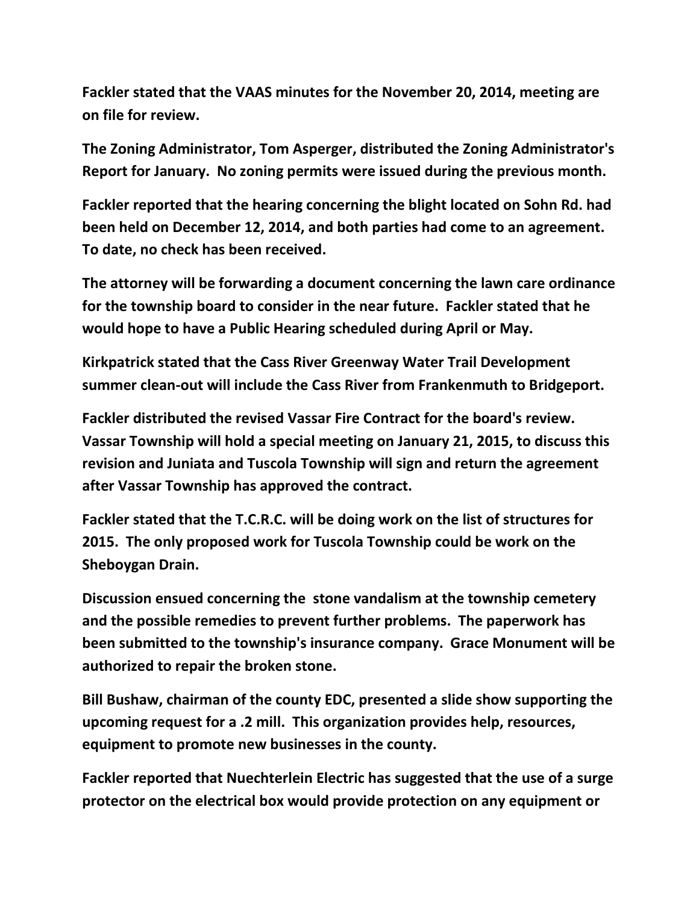**Fackler stated that the VAAS minutes for the November 20, 2014, meeting are on file for review.**

**The Zoning Administrator, Tom Asperger, distributed the Zoning Administrator's Report for January. No zoning permits were issued during the previous month.**

**Fackler reported that the hearing concerning the blight located on Sohn Rd. had been held on December 12, 2014, and both parties had come to an agreement. To date, no check has been received.**

**The attorney will be forwarding a document concerning the lawn care ordinance for the township board to consider in the near future. Fackler stated that he would hope to have a Public Hearing scheduled during April or May.**

**Kirkpatrick stated that the Cass River Greenway Water Trail Development summer clean-out will include the Cass River from Frankenmuth to Bridgeport.**

**Fackler distributed the revised Vassar Fire Contract for the board's review. Vassar Township will hold a special meeting on January 21, 2015, to discuss this revision and Juniata and Tuscola Township will sign and return the agreement after Vassar Township has approved the contract.**

**Fackler stated that the T.C.R.C. will be doing work on the list of structures for 2015. The only proposed work for Tuscola Township could be work on the Sheboygan Drain.**

**Discussion ensued concerning the stone vandalism at the township cemetery and the possible remedies to prevent further problems. The paperwork has been submitted to the township's insurance company. Grace Monument will be authorized to repair the broken stone.**

**Bill Bushaw, chairman of the county EDC, presented a slide show supporting the upcoming request for a .2 mill. This organization provides help, resources, equipment to promote new businesses in the county.**

**Fackler reported that Nuechterlein Electric has suggested that the use of a surge protector on the electrical box would provide protection on any equipment or**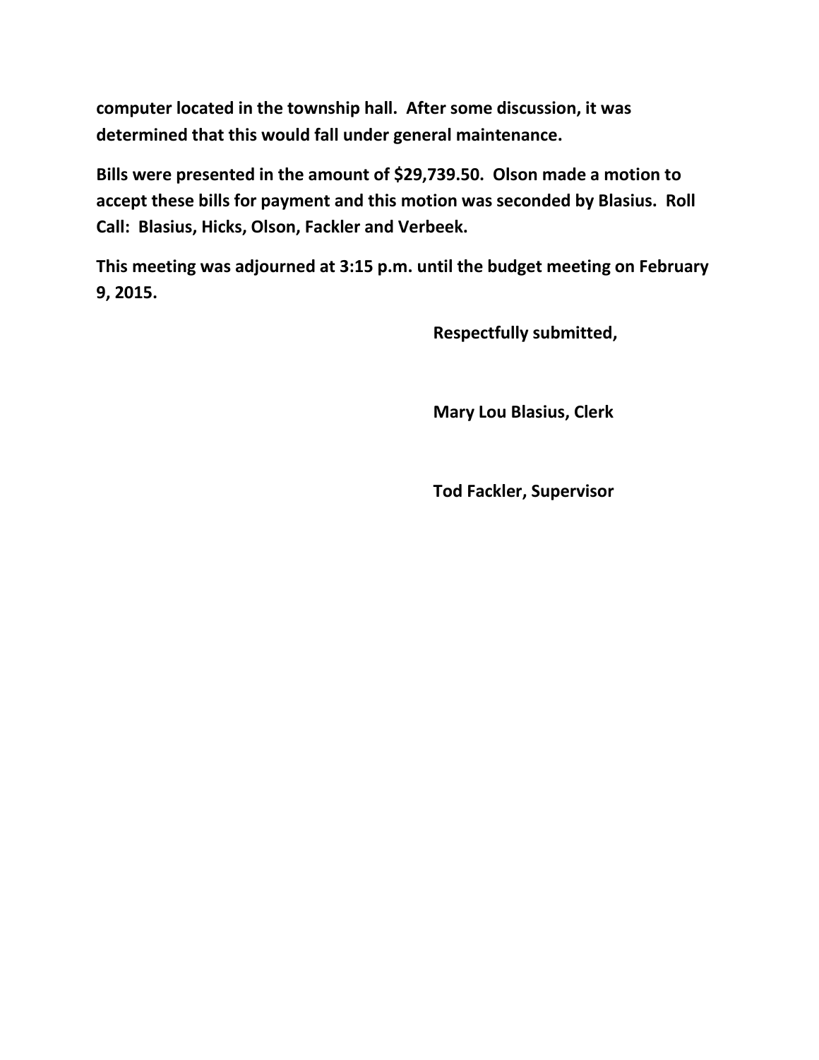**computer located in the township hall. After some discussion, it was determined that this would fall under general maintenance.**

**Bills were presented in the amount of $29,739.50. Olson made a motion to accept these bills for payment and this motion was seconded by Blasius. Roll Call: Blasius, Hicks, Olson, Fackler and Verbeek.**

**This meeting was adjourned at 3:15 p.m. until the budget meeting on February 9, 2015.**

**Respectfully submitted,**

**Mary Lou Blasius, Clerk**

**Tod Fackler, Supervisor**